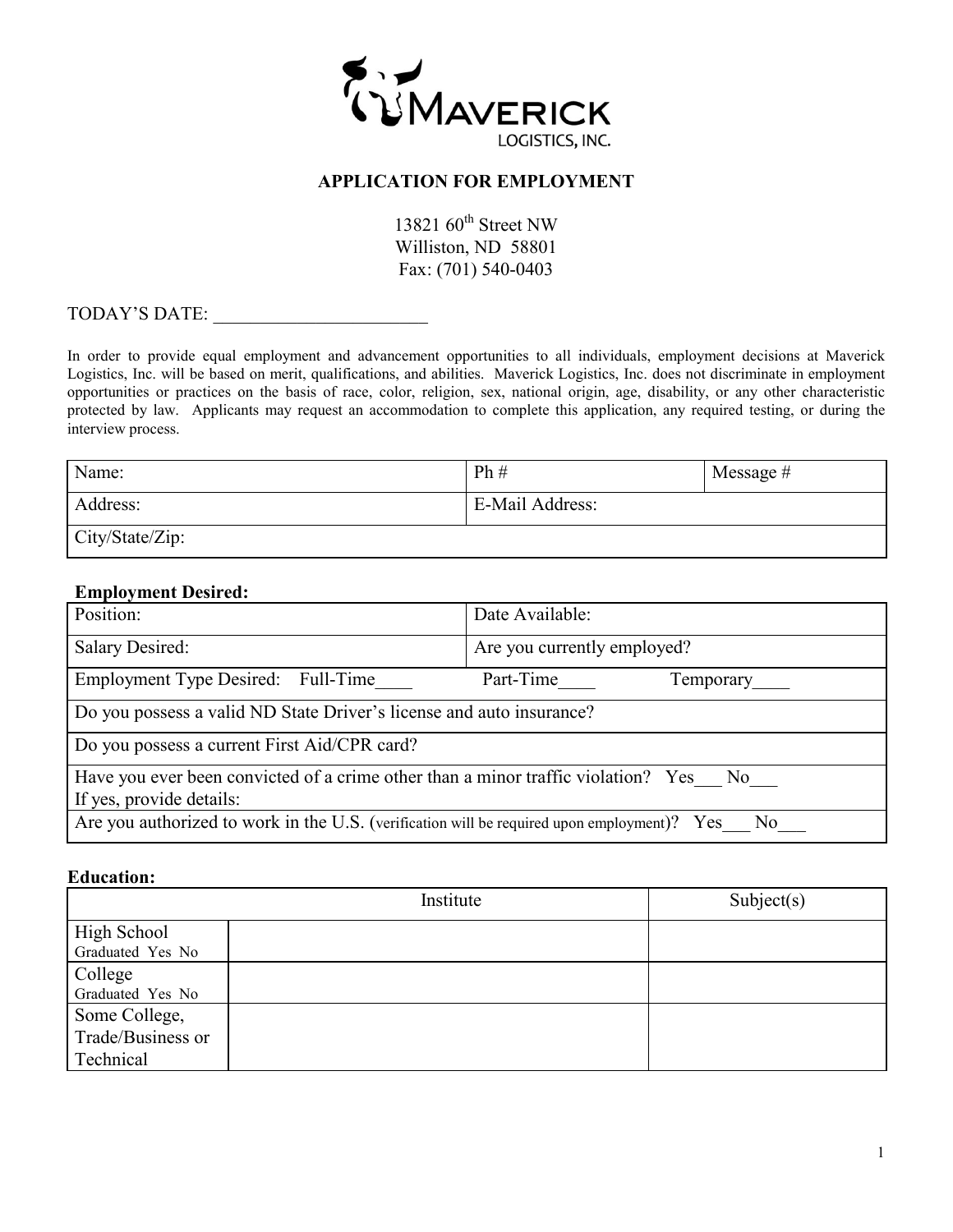**MAVERICK LOGISTICS, INC.**

# APPLICATION FOR EMPLOYMENT

13821 60th Street NW
Williston, ND 58801
Fax: (701) 540-0403

TODAY'S DATE: _______________________

In order to provide equal employment and advancement opportunities to all individuals, employment decisions at Maverick Logistics, Inc. will be based on merit, qualifications, and abilities. Maverick Logistics, Inc. does not discriminate in employment opportunities or practices on the basis of race, color, religion, sex, national origin, age, disability, or any other characteristic protected by law. Applicants may request an accommodation to complete this application, any required testing, or during the interview process.

| Name: | Ph # | Message # |
|---|---|---|
| Address: | E-Mail Address: | |
| City/State/Zip: | | |

**Employment Desired:**

| Position: | Date Available: |
|---|---|
| Salary Desired: | Are you currently employed? |
| Employment Type Desired: Full-Time____ Part-Time____ Temporary____ | |
| Do you possess a valid ND State Driver's license and auto insurance? | |
| Do you possess a current First Aid/CPR card? | |
| Have you ever been convicted of a crime other than a minor traffic violation? Yes___ No___ If yes, provide details: | |
| Are you authorized to work in the U.S. (verification will be required upon employment)? Yes___ No___ | |

**Education:**

| | Institute | Subject(s) |
|---|---|---|
| High School Graduated Yes No | | |
| College Graduated Yes No | | |
| Some College, Trade/Business or Technical | | |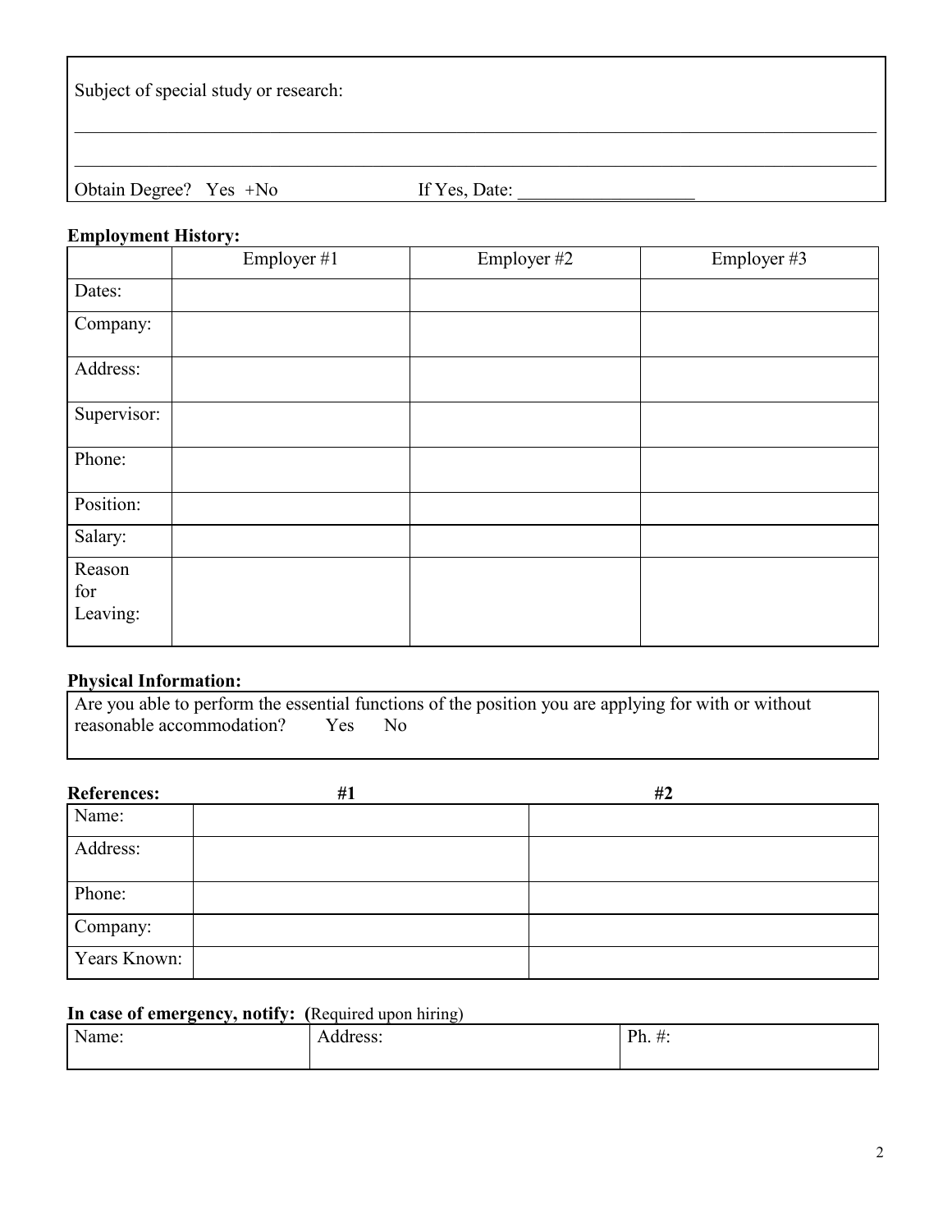Subject of special study or research:

\_\_\_\_\_\_\_\_\_\_\_\_\_\_\_\_\_\_\_\_\_\_\_\_\_\_\_\_\_\_\_\_\_\_\_\_\_\_\_\_\_\_\_\_\_\_\_\_\_\_\_\_\_\_\_\_\_\_\_\_\_\_\_\_\_\_\_\_\_\_\_\_\_\_\_\_\_\_

\_\_\_\_\_\_\_\_\_\_\_\_\_\_\_\_\_\_\_\_\_\_\_\_\_\_\_\_\_\_\_\_\_\_\_\_\_\_\_\_\_\_\_\_\_\_\_\_\_\_\_\_\_\_\_\_\_\_\_\_\_\_\_\_\_\_\_\_\_\_\_\_\_\_\_\_\_\_

Obtain Degree? Yes +No If Yes, Date: \_\_\_\_\_\_\_\_\_\_\_\_\_\_\_\_\_\_\_\_

**Employment History:**

| | Employer #1 | Employer #2 | Employer #3 |
|---|---|---|---|
| Dates: | | | |
| Company: | | | |
| Address: | | | |
| Supervisor: | | | |
| Phone: | | | |
| Position: | | | |
| Salary: | | | |
| Reason for Leaving: | | | |

**Physical Information:**

Are you able to perform the essential functions of the position you are applying for with or without reasonable accommodation? Yes No

**References:**

| | #1 | #2 |
|---|---|---|
| Name: | | |
| Address: | | |
| Phone: | | |
| Company: | | |
| Years Known: | | |

**In case of emergency, notify:** (Required upon hiring)

| Name: | Address: | Ph. #: |
|---|---|---|
| | | |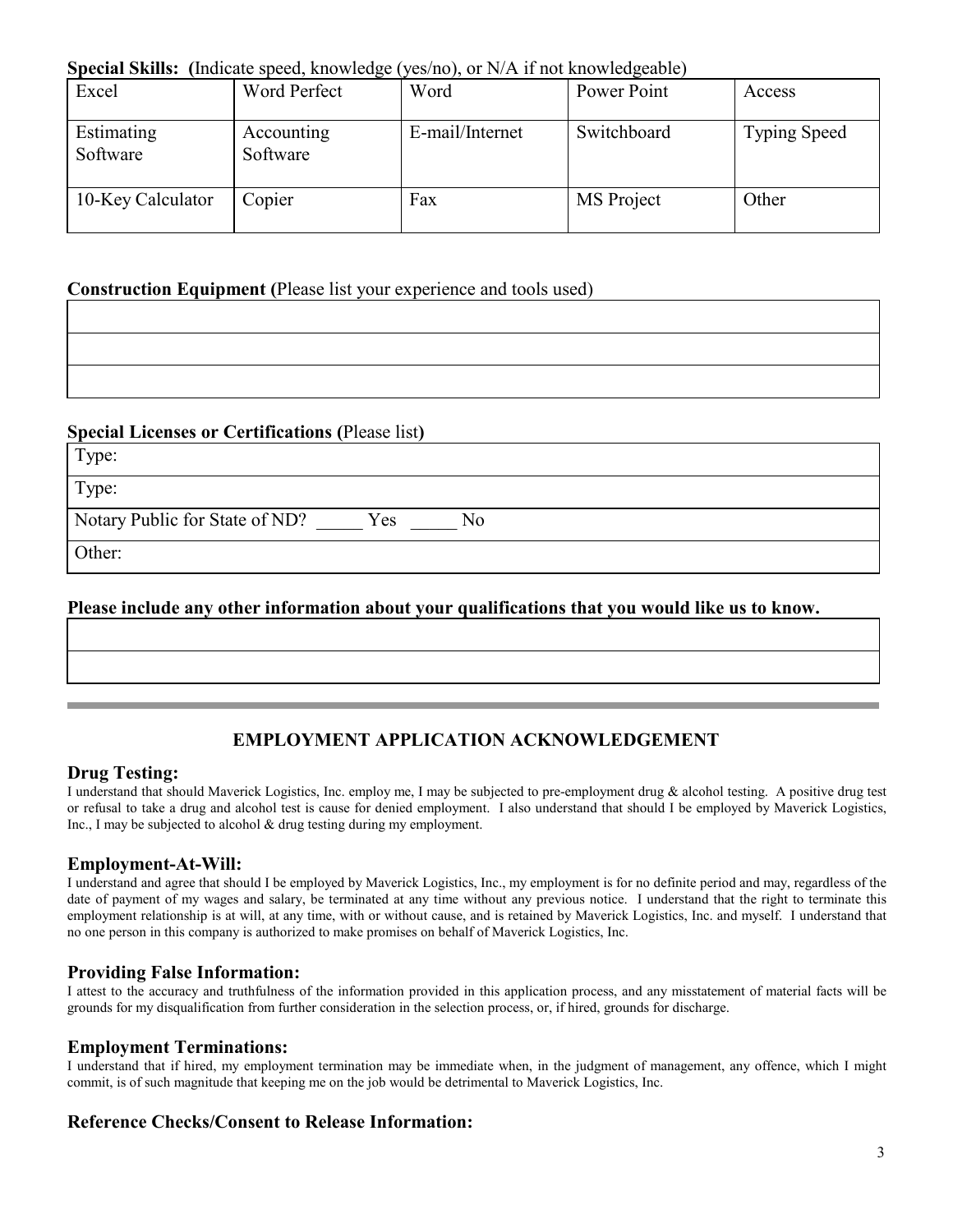**Special Skills: (**Indicate speed, knowledge (yes/no), or N/A if not knowledgeable)

| Excel | Word Perfect | Word | Power Point | Access |
|---|---|---|---|---|
| Estimating Software | Accounting Software | E-mail/Internet | Switchboard | Typing Speed |
| 10-Key Calculator | Copier | Fax | MS Project | Other |

**Construction Equipment (**Please list your experience and tools used)

| |
|---|
| |
| |
| |

**Special Licenses or Certifications (**Please list**)**

| |
|---|
| Type: |
| Type: |
| Notary Public for State of ND? _____ Yes _____ No |
| Other: |

**Please include any other information about your qualifications that you would like us to know.**

| |
|---|
| |
| |

---

## EMPLOYMENT APPLICATION ACKNOWLEDGEMENT

### Drug Testing:

I understand that should Maverick Logistics, Inc. employ me, I may be subjected to pre-employment drug & alcohol testing. A positive drug test or refusal to take a drug and alcohol test is cause for denied employment. I also understand that should I be employed by Maverick Logistics, Inc., I may be subjected to alcohol & drug testing during my employment.

### Employment-At-Will:

I understand and agree that should I be employed by Maverick Logistics, Inc., my employment is for no definite period and may, regardless of the date of payment of my wages and salary, be terminated at any time without any previous notice. I understand that the right to terminate this employment relationship is at will, at any time, with or without cause, and is retained by Maverick Logistics, Inc. and myself. I understand that no one person in this company is authorized to make promises on behalf of Maverick Logistics, Inc.

### Providing False Information:

I attest to the accuracy and truthfulness of the information provided in this application process, and any misstatement of material facts will be grounds for my disqualification from further consideration in the selection process, or, if hired, grounds for discharge.

### Employment Terminations:

I understand that if hired, my employment termination may be immediate when, in the judgment of management, any offence, which I might commit, is of such magnitude that keeping me on the job would be detrimental to Maverick Logistics, Inc.

### Reference Checks/Consent to Release Information: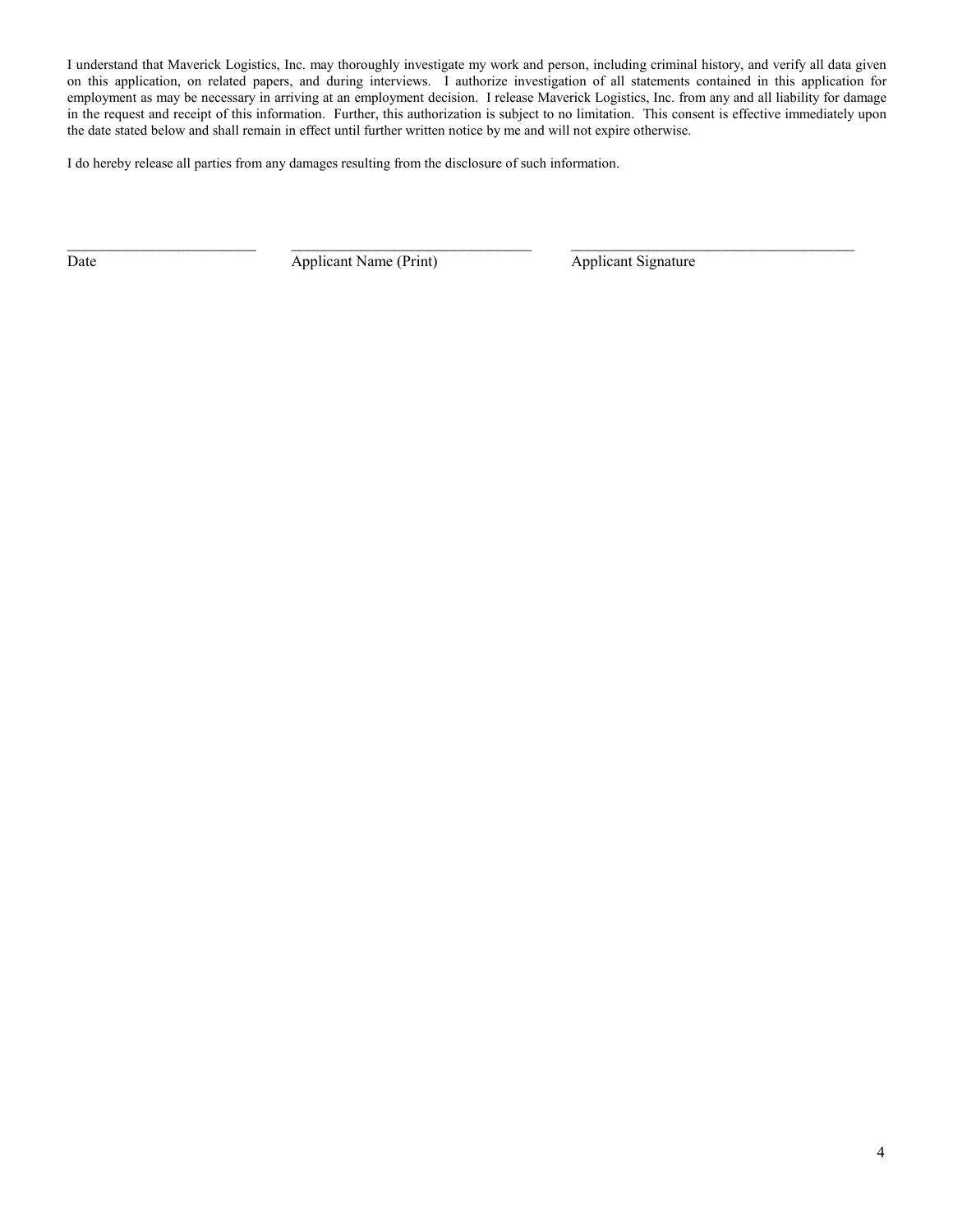I understand that Maverick Logistics, Inc. may thoroughly investigate my work and person, including criminal history, and verify all data given on this application, on related papers, and during interviews. I authorize investigation of all statements contained in this application for employment as may be necessary in arriving at an employment decision. I release Maverick Logistics, Inc. from any and all liability for damage in the request and receipt of this information. Further, this authorization is subject to no limitation. This consent is effective immediately upon the date stated below and shall remain in effect until further written notice by me and will not expire otherwise.

I do hereby release all parties from any damages resulting from the disclosure of such information.

| | | |
|---|---|---|
| ________________________ | ______________________________ | ____________________________________ |
| Date | Applicant Name (Print) | Applicant Signature |